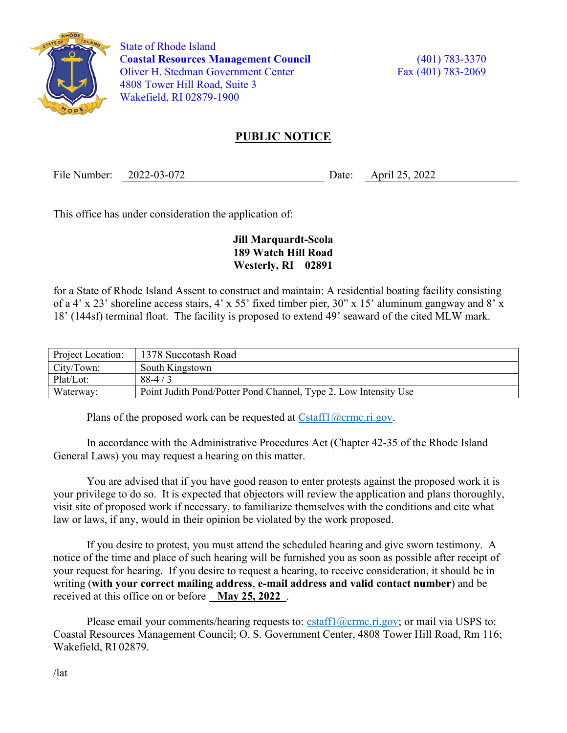State of Rhode Island
**Coastal Resources Management Council**
Oliver H. Stedman Government Center
4808 Tower Hill Road, Suite 3
Wakefield, RI 02879-1900

(401) 783-3370
Fax (401) 783-2069

# PUBLIC NOTICE

File Number: 2022-03-072 Date: April 25, 2022

This office has under consideration the application of:

**Jill Marquardt-Scola**
**189 Watch Hill Road**
**Westerly, RI 02891**

for a State of Rhode Island Assent to construct and maintain: A residential boating facility consisting of a 4' x 23' shoreline access stairs, 4' x 55' fixed timber pier, 30" x 15' aluminum gangway and 8' x 18' (144sf) terminal float. The facility is proposed to extend 49' seaward of the cited MLW mark.

| | |
|---|---|
| Project Location: | 1378 Succotash Road |
| City/Town: | South Kingstown |
| Plat/Lot: | 88-4 / 3 |
| Waterway: | Point Judith Pond/Potter Pond Channel, Type 2, Low Intensity Use |

Plans of the proposed work can be requested at Cstaff1@crmc.ri.gov.

In accordance with the Administrative Procedures Act (Chapter 42-35 of the Rhode Island General Laws) you may request a hearing on this matter.

You are advised that if you have good reason to enter protests against the proposed work it is your privilege to do so. It is expected that objectors will review the application and plans thoroughly, visit site of proposed work if necessary, to familiarize themselves with the conditions and cite what law or laws, if any, would in their opinion be violated by the work proposed.

If you desire to protest, you must attend the scheduled hearing and give sworn testimony. A notice of the time and place of such hearing will be furnished you as soon as possible after receipt of your request for hearing. If you desire to request a hearing, to receive consideration, it should be in writing (**with your correct mailing address**, **e-mail address and valid contact number**) and be received at this office on or before **May 25, 2022**.

Please email your comments/hearing requests to: cstaff1@crmc.ri.gov; or mail via USPS to: Coastal Resources Management Council; O. S. Government Center, 4808 Tower Hill Road, Rm 116; Wakefield, RI 02879.

/lat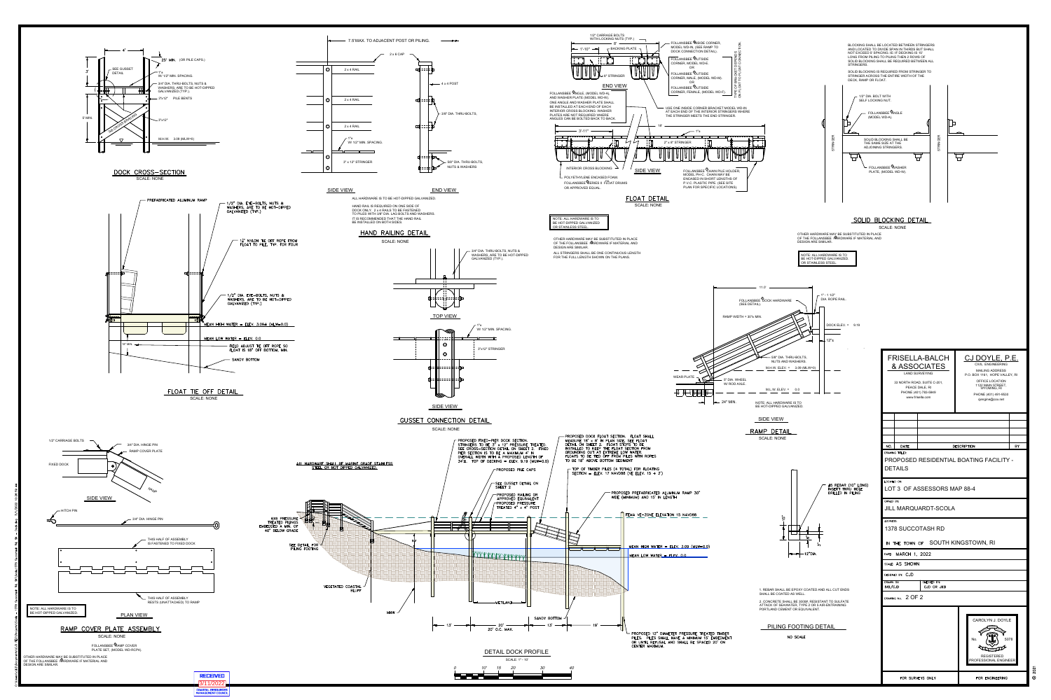## DOCK CROSS-SECTION

SCALE: NONE

4'

25" MIN. (OR PILE CAPS.)

3'

SEE GUSSET DETAIL

1"± W/ 1/2" MIN. SPACING

3/4" DIA. THRU-BOLTS, NUTS & WASHERS, ARE TO BE HOT-DIPPED GALVANIZED (TYP.)

2"x12" PILE BENTS

5' MIN.

2"x12"

2"x6" CROSS BRACING

M.H.W. 3.09 (MLW=0)

## HAND RAILING DETAIL

SCALE: NONE

7.5'MAX. TO ADJACENT POST OR PILING.

2 x 6 CAP

2 x 4 RAIL

4 x 4 POST

3/8" DIA. THRU-BOLTS.

1"± W/ 1/2" MIN. SPACING

3" x 12" STRINGER

5/8" DIA. THRU-BOLTS, NUTS & WASHERS

SIDE VIEW

END VIEW

ALL HARDWARE IS TO BE HOT-DIPPED GALVANIZED.

HAND RAIL IS REQUIRED ON ONE SIDE OF DOCK ONLY. 2 x 4 RAILS TO BE FASTENED TO PILES WITH 3/8" DIA. LAG BOLTS AND WASHERS.

IT IS RECOMMENDED THAT THE HAND RAIL BE INSTALLED ON BOTH SIDES.

## GUSSET CONNECTION DETAIL

SCALE: NONE

3/4" DIA. THRU-BOLTS, NUTS & WASHERS, ARE TO BE HOT-DIPPED GALVANIZED (TYP.)

TOP VIEW

1"± W/ 1/2" MIN. SPACING

2"x12" STRINGER

SIDE VIEW

## FLOAT TIE OFF DETAIL

SCALE: NONE

PREFABRICATED ALUMINUM RAMP

1/2" DIA. EYE-BOLTS, NUTS & WASHERS, ARE TO BE HOT-DIPPED GALVANIZED (TYP.)

1/2" NYLON TIE OFF ROPE FROM FLOAT TO PILE, TYP. FOR FOUR

1/2" DIA. EYE-BOLTS, NUTS & WASHERS, ARE TO BE HOT-DIPPED GALVANIZED (TYP.)

MEAN HIGH WATER = ELEV. 3.09± (MLW=0)

MEAN LOW WATER = ELEV. 0.0

18" MIN.

REQD. ADJUST TIE OFF ROPE SO FLOAT IS 18" OFF BOTTOM, MIN.

SANDY BOTTOM

## FLOAT DETAIL

SCALE: NONE

1/2" CARRIAGE BOLTS WITH LOCKING NUTS (TYP.)

8'

1'-10"

BACKING PLATE

6" STRINGER

END VIEW

FOLLANSBEE® INSIDE CORNER, MODEL WD-IN, (SEE RAMP TO DOCK CONNECTION DETAIL).

FOLLANSBEE® OUTSIDE CORNER, MODEL WD-N. OR FOLLANSBEE® OUTSIDE CORNER, MALE, (MODEL WD-M). OR FOLLANSBEE® OUTSIDE CORNER, FEMALE, (MODEL WD-F).

TYPE OF BRACKET DEPENDS ON FLOAT TO FLOAT CONNECTION

FOLLANSBEE® ANGLE, (MODEL WD-A) AND WASHER PLATE (MODEL WD-W). ONE ANGLE AND WASHER PLATE SHALL BE INSTALLED AT EACH END OF EACH INTERIOR CROSS BLOCKING. WASHER PLATES ARE NOT REQUIRED WHERE ANGLES CAN BE BOLTED BACK TO BACK.

USE ONE INSIDE CORNER BRACKET MODEL WD-IN AT EACH END OF THE INTERIOR STRINGERS WHERE THE STRINGER MEETS THE END STRINGER.

3'-11"

18'

1"±

2" x 6" STRINGER

INTERIOR CROSS BLOCKING

SIDE VIEW

POLYETHYLENE ENCASED FOAM FOLLANSBEE® SERIES II FLOAT DRUMS OR APPROVED EQUAL.

FOLLANSBEE® CHAIN PILE HOLDER, MODEL PH-C. CHAIN MAY BE ENCASED IN SHORT LENGTHS OF P.V.C. PLASTIC PIPE. (SEE SITE PLAN FOR SPECIFIC LOCATIONS)

NOTE: ALL HARDWARE IS TO BE HOT-DIPPED GALVANIZED OR STAINLESS STEEL.

OTHER HARDWARE MAY BE SUBSTITUTED IN PLACE OF THE FOLLANSBEE® HARDWARE IF MATERIAL AND DESIGN ARE SIMILAR.

ALL STRINGERS SHALL BE ONE CONTINUOUS LENGTH FOR THE FULL LENGTH SHOWN ON THE PLANS.

## SOLID BLOCKING DETAIL

SCALE: NONE

BLOCKING SHALL BE LOCATED BETWEEN STRINGERS AND LOCATED TO DIVIDE SPAN IN THREE'S BUT SHALL NOT EXCEED 8' SPACING, IE: IF DECKING IS 15' LONG FROM PILING TO PILING THEN 2 ROWS OF SOLID BLOCKING SHALL BE REQUIRED BETWEEN ALL STRINGERS.

SOLID BLOCKING IS REQUIRED FROM STRINGER TO STRINGER ACROSS THE ENTIRE WIDTH OF THE DECK, RAMP OR FLOAT.

1/2" DIA. BOLT WITH SELF LOCKING NUT.

FOLLANSBEE® ANGLE (MODEL WD-A).

STRINGER

SOLID BLOCKING SHALL BE THE SAME SIZE AT THE ADJOINING STRINGERS.

FOLLANSBEE® WASHER PLATE, (MODEL WD-W).

OTHER HARDWARE MAY BE SUBSTITUTED IN PLACE OF THE FOLLANSBEE® HARDWARE IF MATERIAL AND DESIGN ARE SIMILAR.

NOTE: ALL HARDWARE IS TO BE HOT-DIPPED GALVANIZED OR STAINLESS STEEL.

## RAMP DETAIL

SCALE: NONE

11.0'

FOLLANSBEE® DOCK HARDWARE (SEE DETAIL).

1" - 1 1/2" DIA. ROPE RAIL

RAMP WIDTH = 30"± MIN.

DOCK ELEV. = 9.19

12"±

5/8" DIA. THRU-BOLTS, NUTS AND WASHERS.

M.H.W. ELEV. = 3.09 (MLW=0)

WEAR PLATE

5" DIA. WHEEL W/ ROD AXLE.

M.L.W. ELEV. = 0.0

24" MIN.

NOTE: ALL HARDWARE IS TO BE HOT-DIPPED GALVANIZED.

SIDE VIEW

## RAMP COVER PLATE ASSEMBLY

SCALE: NONE

1/2" CARRIAGE BOLTS

3/4" DIA. HINGE PIN

RAMP COVER PLATE

FIXED DOCK

RAMP

SIDE VIEW

HITCH PIN

3/4" DIA. HINGE PIN

THIS HALF OF ASSEMBLY IS FASTENED TO FIXED DOCK

THIS HALF OF ASSEMBLY RESTS (UNATTACHED) TO RAMP

PLAN VIEW

FOLLANSBEE® RAMP COVER PLATE SET, (MODEL WD-RCP4).

NOTE: ALL HARDWARE IS TO BE HOT-DIPPED GALVANIZED.

OTHER HARDWARE MAY BE SUBSTITUTED IN PLACE OF THE FOLLANSBEE® HARDWARE IF MATERIAL AND DESIGN ARE SIMILAR.

## DETAIL DOCK PROFILE

SCALE: 1" - 10'

0 10' 15 20 30 40

ALL HARDWARE SHALL BE MARINE GRADE STAINLESS STEEL OR HOT DIPPED GALVANIZED.

PROPOSED FIXED-PIER DOCK SECTION. STRINGERS TO BE 3" x 12" PRESSURE TREATED. SEE CROSS-SECTION DETAIL ON SHEET 2. FIXED PIER SECTION IS TO BE A MAXIMUM 4' IN OVERALL WIDTH WITH A PROPOSED LENGTH OF 34'±. TOP OF DECKING = ELEV. 9.19 (MLW=0.0)

PROPOSED PILE CAPS

SEE GUSSET DETAIL ON SHEET 2

PROPOSED RAILING OR APPROVED EQUIVALENT

PROPOSED PRESSURE TREATED 4" x 4" POST

PROPOSED DOCK FLOAT SECTION. FLOAT SHALL MEASURE 18' x 8' IN PLAN SIZE. SEE FLOAT DETAIL ON SHEET 2. FLOAT STOPS TO BE INSTALLED TO KEEP THE FLOAT SECTION FROM GROUNDING OUT AT EXTREME LOW WATER. FLOATS TO BE TIED OFF FROM PILES WITH ROPES TO BE 18" ABOVE BOTTOM SEDIMENT.

TOP OF TIMBER PILES (4 TOTAL) FOR FLOATING SECTION = ELEV. 17 NAVD88 (VE ELEV. 15 + 2')

PROPOSED PREFABRICATED ALUMINUM RAMP 30" WIDE (MINIMUM) AND 15' IN LENGTH

FEMA VE-ZONE ELEVATION 15 NAVD88

6x6 PRESSURE TREATED PILINGS EMBEDDED A MIN. OF 40" BELOW GRADE

SEE DETAIL FOR PILING FOOTING

VEGETATED COASTAL BLUFF

MEAN HIGH WATER = ELEV. 3.09 (MLW=0.0)

MEAN LOW WATER = ELEV. 0.0

WETLANDS

MHW

SANDY BOTTOM

13' 20' 20' O.C. MAX. 13' 19'

PROPOSED 12" DIAMETER PRESSURE TREATED TIMBER PILES. PILES SHALL HAVE A MINIMUM 10' EMBEDMENT OR UNTIL REFUSAL AND SHALL BE SPACED 20' ON CENTER MAXIMUM.

## PILING FOOTING DETAIL

NO SCALE

#5 REBAR (10" LONG) INSERT THRU HOLE DRILLED IN PILING

15"

12"DIA.

1. REBAR SHALL BE EPOXY COATED AND ALL CUT ENDS SHALL BE COATED AS WELL.

2. CONCRETE SHALL BE 3000# RESISTANT TO SULFATE ATTACK OF SEAWATER. TYPE 2 OR 5 AIR-ENTRAINING PORTLAND CEMENT OR EQUIVALENT.

RECEIVED 3/11/2022 COASTAL RESOURCES MANAGEMENT COUNCIL

---

**FRISELLA-BALCH & ASSOCIATES**
LAND SURVEYING
33 NORTH ROAD, SUITE C-201, PEACE DALE, RI
PHONE (401) 782-5849
www.frisella.com

**CJ DOYLE, P.E.**
CIVIL ENGINEERING
MAILING ADDRESS
P.O. BOX 1161, HOPE VALLEY, RI
OFFICE LOCATION
1122 MAIN STREET, WYOMING, RI
PHONE (401) 491-9555
cjengine@cox.net

| NO. | DATE | DESCRIPTION | BY |
|---|---|---|---|
| | | | |

DRAWING TITLE: PROPOSED RESIDENTIAL BOATING FACILITY - DETAILS

LOCATED ON: LOT 3 OF ASSESSORS MAP 88-4

OWNED BY: JILL MARQUARDT-SCOLA

ADDRESS: 1378 SUCCOTASH RD

IN THE TOWN OF SOUTH KINGSTOWN, RI

DATE: MARCH 1, 2022

SCALE: AS SHOWN

DESIGNED BY: CJD

DRAWN BY: RKB/CJD

CHECKED BY: CJD OR JEB

DRAWING No. 2 OF 2

CAROLYN J. DOYLE No. 5078 REGISTERED PROFESSIONAL ENGINEER

FOR SURVEYS ONLY | FOR ENGINEERING

© 2021